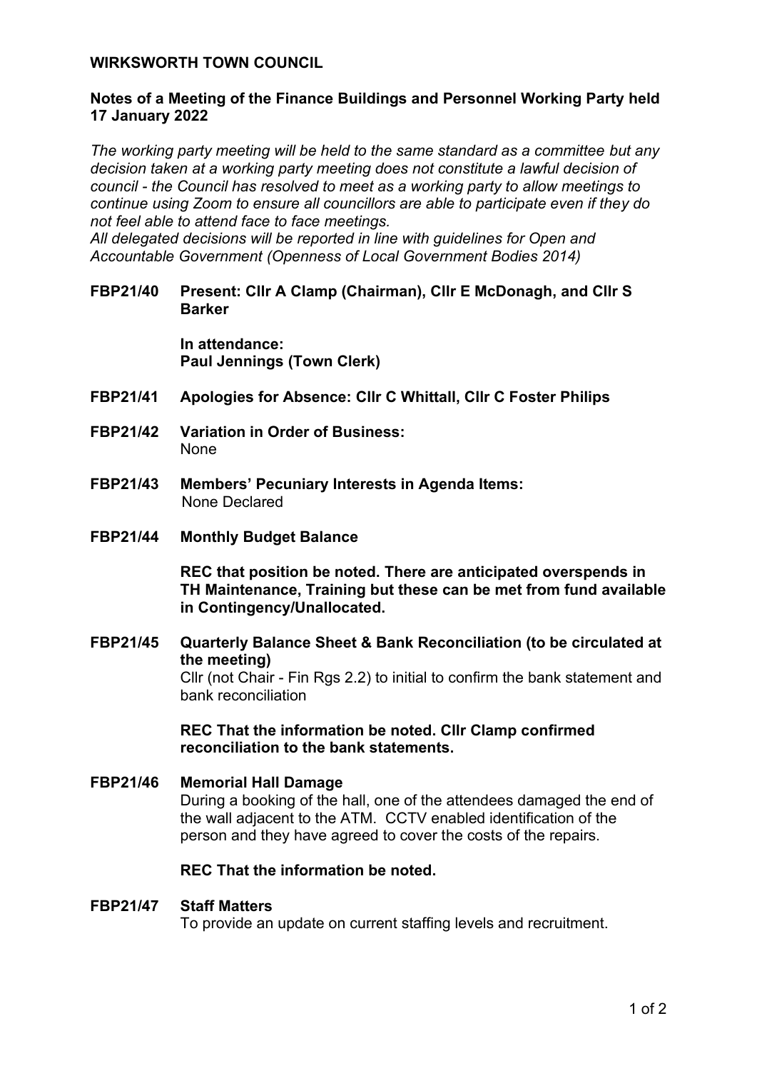# WIRKSWORTH TOWN COUNCIL

## Notes of a Meeting of the Finance Buildings and Personnel Working Party held 17 January 2022

*The working party meeting will be held to the same standard as a committee but any decision taken at a working party meeting does not constitute a lawful decision of council - the Council has resolved to meet as a working party to allow meetings to continue using Zoom to ensure all councillors are able to participate even if they do not feel able to attend face to face meetings.*
*All delegated decisions will be reported in line with guidelines for Open and Accountable Government (Openness of Local Government Bodies 2014)*

**FBP21/40 Present: Cllr A Clamp (Chairman), Cllr E McDonagh, and Cllr S Barker**

**In attendance:**
**Paul Jennings (Town Clerk)**

**FBP21/41 Apologies for Absence: Cllr C Whittall, Cllr C Foster Philips**

**FBP21/42 Variation in Order of Business:**
None

**FBP21/43 Members' Pecuniary Interests in Agenda Items:**
None Declared

**FBP21/44 Monthly Budget Balance**

**REC that position be noted. There are anticipated overspends in TH Maintenance, Training but these can be met from fund available in Contingency/Unallocated.**

**FBP21/45 Quarterly Balance Sheet & Bank Reconciliation (to be circulated at the meeting)**
Cllr (not Chair - Fin Rgs 2.2) to initial to confirm the bank statement and bank reconciliation

**REC That the information be noted. Cllr Clamp confirmed reconciliation to the bank statements.**

**FBP21/46 Memorial Hall Damage**
During a booking of the hall, one of the attendees damaged the end of the wall adjacent to the ATM. CCTV enabled identification of the person and they have agreed to cover the costs of the repairs.

**REC That the information be noted.**

**FBP21/47 Staff Matters**
To provide an update on current staffing levels and recruitment.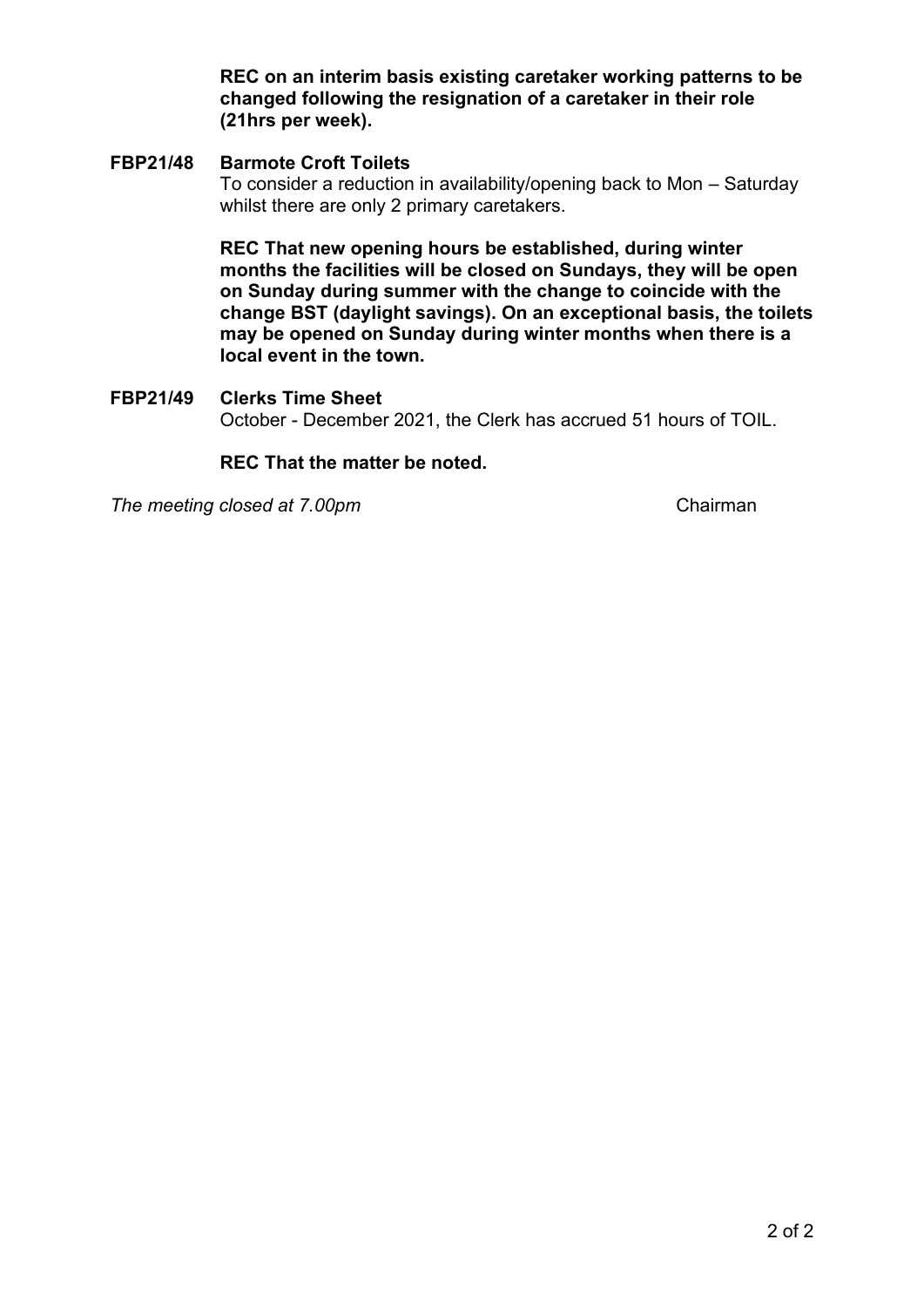**REC on an interim basis existing caretaker working patterns to be changed following the resignation of a caretaker in their role (21hrs per week).**

**FBP21/48 Barmote Croft Toilets**

To consider a reduction in availability/opening back to Mon – Saturday whilst there are only 2 primary caretakers.

**REC That new opening hours be established, during winter months the facilities will be closed on Sundays, they will be open on Sunday during summer with the change to coincide with the change BST (daylight savings). On an exceptional basis, the toilets may be opened on Sunday during winter months when there is a local event in the town.**

**FBP21/49 Clerks Time Sheet**

October - December 2021, the Clerk has accrued 51 hours of TOIL.

**REC That the matter be noted.**

*The meeting closed at 7.00pm* Chairman